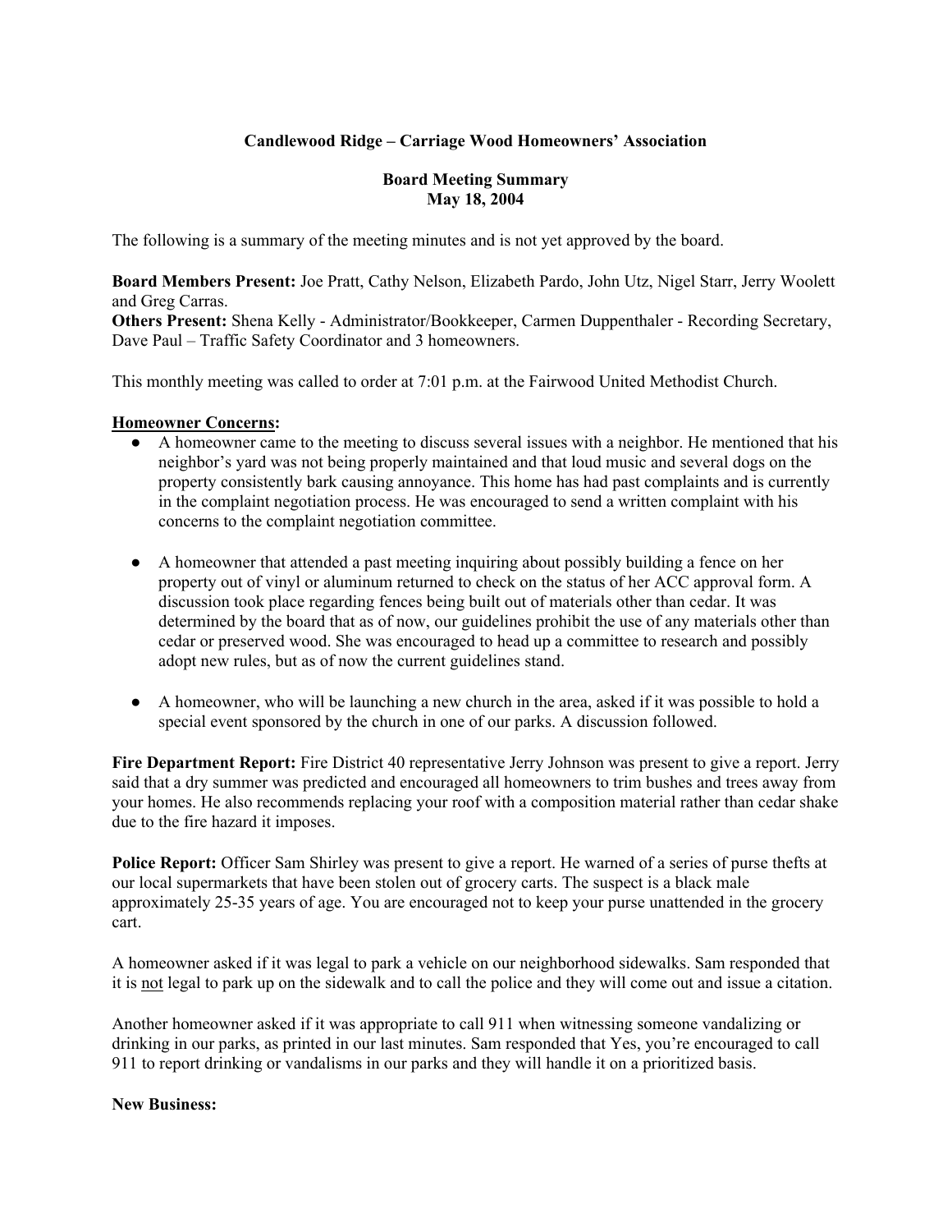**Candlewood Ridge – Carriage Wood Homeowners' Association**

**Board Meeting Summary**
**May 18, 2004**

The following is a summary of the meeting minutes and is not yet approved by the board.

**Board Members Present:** Joe Pratt, Cathy Nelson, Elizabeth Pardo, John Utz, Nigel Starr, Jerry Woolett and Greg Carras.
**Others Present:** Shena Kelly - Administrator/Bookkeeper, Carmen Duppenthaler - Recording Secretary, Dave Paul – Traffic Safety Coordinator and 3 homeowners.

This monthly meeting was called to order at 7:01 p.m. at the Fairwood United Methodist Church.

**Homeowner Concerns:**

- A homeowner came to the meeting to discuss several issues with a neighbor. He mentioned that his neighbor's yard was not being properly maintained and that loud music and several dogs on the property consistently bark causing annoyance. This home has had past complaints and is currently in the complaint negotiation process. He was encouraged to send a written complaint with his concerns to the complaint negotiation committee.

- A homeowner that attended a past meeting inquiring about possibly building a fence on her property out of vinyl or aluminum returned to check on the status of her ACC approval form. A discussion took place regarding fences being built out of materials other than cedar. It was determined by the board that as of now, our guidelines prohibit the use of any materials other than cedar or preserved wood. She was encouraged to head up a committee to research and possibly adopt new rules, but as of now the current guidelines stand.

- A homeowner, who will be launching a new church in the area, asked if it was possible to hold a special event sponsored by the church in one of our parks. A discussion followed.

**Fire Department Report:** Fire District 40 representative Jerry Johnson was present to give a report. Jerry said that a dry summer was predicted and encouraged all homeowners to trim bushes and trees away from your homes. He also recommends replacing your roof with a composition material rather than cedar shake due to the fire hazard it imposes.

**Police Report:** Officer Sam Shirley was present to give a report. He warned of a series of purse thefts at our local supermarkets that have been stolen out of grocery carts. The suspect is a black male approximately 25-35 years of age. You are encouraged not to keep your purse unattended in the grocery cart.

A homeowner asked if it was legal to park a vehicle on our neighborhood sidewalks. Sam responded that it is not legal to park up on the sidewalk and to call the police and they will come out and issue a citation.

Another homeowner asked if it was appropriate to call 911 when witnessing someone vandalizing or drinking in our parks, as printed in our last minutes. Sam responded that Yes, you're encouraged to call 911 to report drinking or vandalisms in our parks and they will handle it on a prioritized basis.

**New Business:**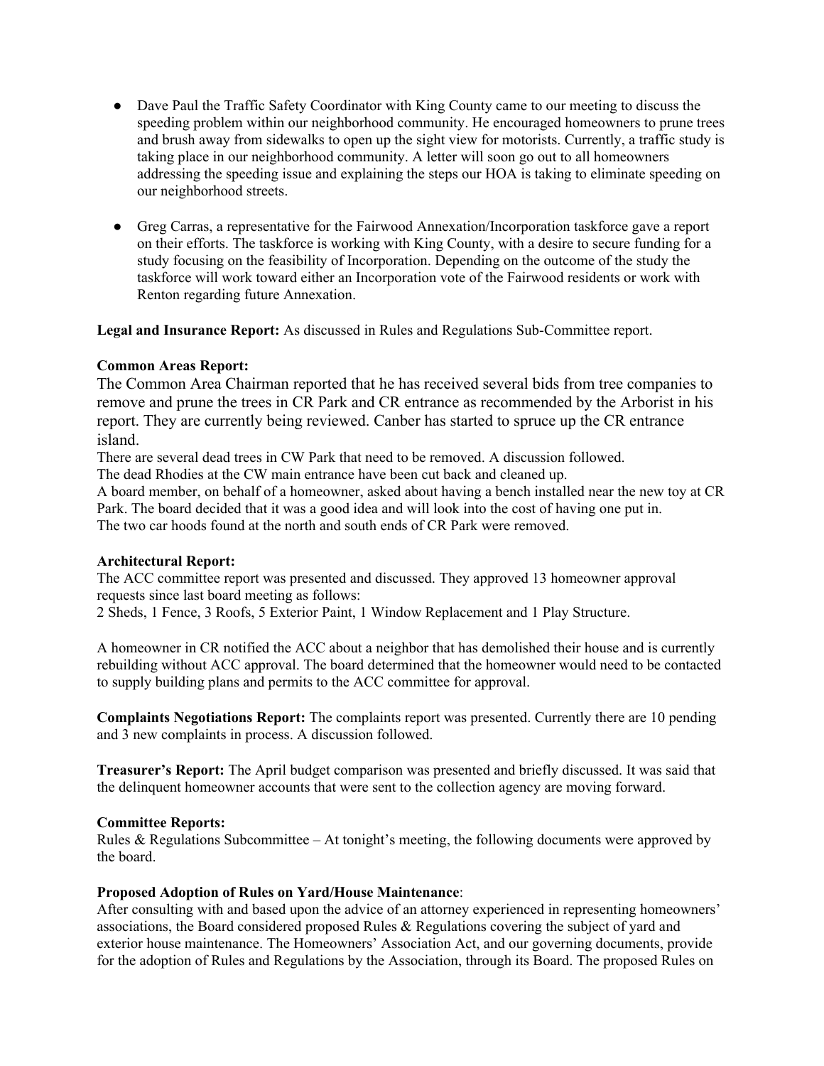- Dave Paul the Traffic Safety Coordinator with King County came to our meeting to discuss the speeding problem within our neighborhood community. He encouraged homeowners to prune trees and brush away from sidewalks to open up the sight view for motorists. Currently, a traffic study is taking place in our neighborhood community. A letter will soon go out to all homeowners addressing the speeding issue and explaining the steps our HOA is taking to eliminate speeding on our neighborhood streets.

- Greg Carras, a representative for the Fairwood Annexation/Incorporation taskforce gave a report on their efforts. The taskforce is working with King County, with a desire to secure funding for a study focusing on the feasibility of Incorporation. Depending on the outcome of the study the taskforce will work toward either an Incorporation vote of the Fairwood residents or work with Renton regarding future Annexation.

**Legal and Insurance Report:** As discussed in Rules and Regulations Sub-Committee report.

**Common Areas Report:**
The Common Area Chairman reported that he has received several bids from tree companies to remove and prune the trees in CR Park and CR entrance as recommended by the Arborist in his report. They are currently being reviewed. Canber has started to spruce up the CR entrance island.
There are several dead trees in CW Park that need to be removed. A discussion followed.
The dead Rhodies at the CW main entrance have been cut back and cleaned up.
A board member, on behalf of a homeowner, asked about having a bench installed near the new toy at CR Park. The board decided that it was a good idea and will look into the cost of having one put in.
The two car hoods found at the north and south ends of CR Park were removed.

**Architectural Report:**
The ACC committee report was presented and discussed. They approved 13 homeowner approval requests since last board meeting as follows:
2 Sheds, 1 Fence, 3 Roofs, 5 Exterior Paint, 1 Window Replacement and 1 Play Structure.

A homeowner in CR notified the ACC about a neighbor that has demolished their house and is currently rebuilding without ACC approval. The board determined that the homeowner would need to be contacted to supply building plans and permits to the ACC committee for approval.

**Complaints Negotiations Report:** The complaints report was presented. Currently there are 10 pending and 3 new complaints in process. A discussion followed.

**Treasurer's Report:** The April budget comparison was presented and briefly discussed. It was said that the delinquent homeowner accounts that were sent to the collection agency are moving forward.

**Committee Reports:**
Rules & Regulations Subcommittee – At tonight's meeting, the following documents were approved by the board.

**Proposed Adoption of Rules on Yard/House Maintenance**:
After consulting with and based upon the advice of an attorney experienced in representing homeowners' associations, the Board considered proposed Rules & Regulations covering the subject of yard and exterior house maintenance. The Homeowners' Association Act, and our governing documents, provide for the adoption of Rules and Regulations by the Association, through its Board. The proposed Rules on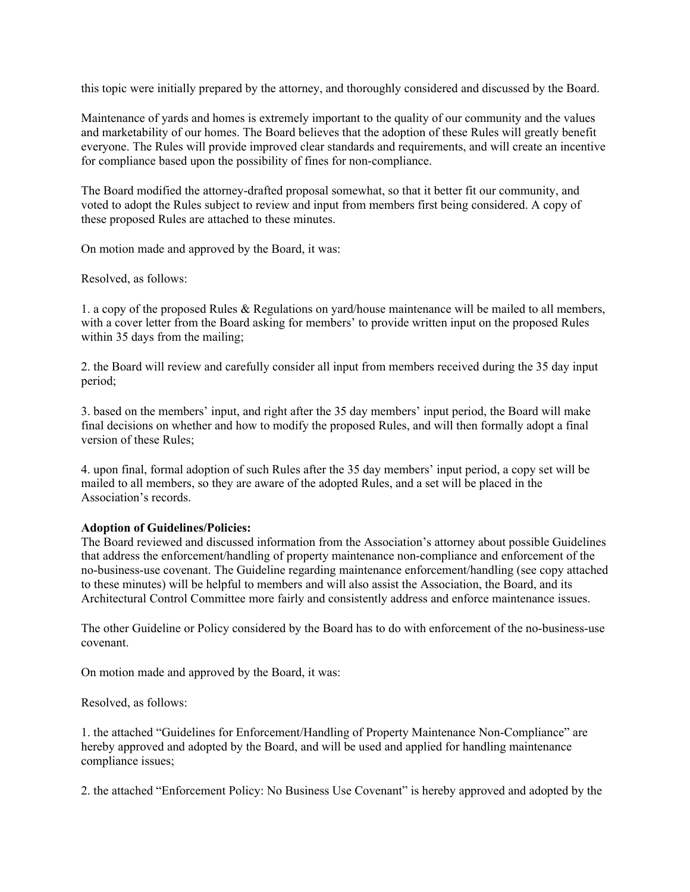this topic were initially prepared by the attorney, and thoroughly considered and discussed by the Board.

Maintenance of yards and homes is extremely important to the quality of our community and the values and marketability of our homes. The Board believes that the adoption of these Rules will greatly benefit everyone. The Rules will provide improved clear standards and requirements, and will create an incentive for compliance based upon the possibility of fines for non-compliance.

The Board modified the attorney-drafted proposal somewhat, so that it better fit our community, and voted to adopt the Rules subject to review and input from members first being considered. A copy of these proposed Rules are attached to these minutes.

On motion made and approved by the Board, it was:

Resolved, as follows:

1. a copy of the proposed Rules & Regulations on yard/house maintenance will be mailed to all members, with a cover letter from the Board asking for members' to provide written input on the proposed Rules within 35 days from the mailing;

2. the Board will review and carefully consider all input from members received during the 35 day input period;

3. based on the members' input, and right after the 35 day members' input period, the Board will make final decisions on whether and how to modify the proposed Rules, and will then formally adopt a final version of these Rules;

4. upon final, formal adoption of such Rules after the 35 day members' input period, a copy set will be mailed to all members, so they are aware of the adopted Rules, and a set will be placed in the Association's records.

**Adoption of Guidelines/Policies:**
The Board reviewed and discussed information from the Association's attorney about possible Guidelines that address the enforcement/handling of property maintenance non-compliance and enforcement of the no-business-use covenant. The Guideline regarding maintenance enforcement/handlig (see copy attached to these minutes) will be helpful to members and will also assist the Association, the Board, and its Architectural Control Committee more fairly and consistently address and enforce maintenance issues.

The other Guideline or Policy considered by the Board has to do with enforcement of the no-business-use covenant.

On motion made and approved by the Board, it was:

Resolved, as follows:

1. the attached "Guidelines for Enforcement/Handling of Property Maintenance Non-Compliance" are hereby approved and adopted by the Board, and will be used and applied for handling maintenance compliance issues;

2. the attached "Enforcement Policy: No Business Use Covenant" is hereby approved and adopted by the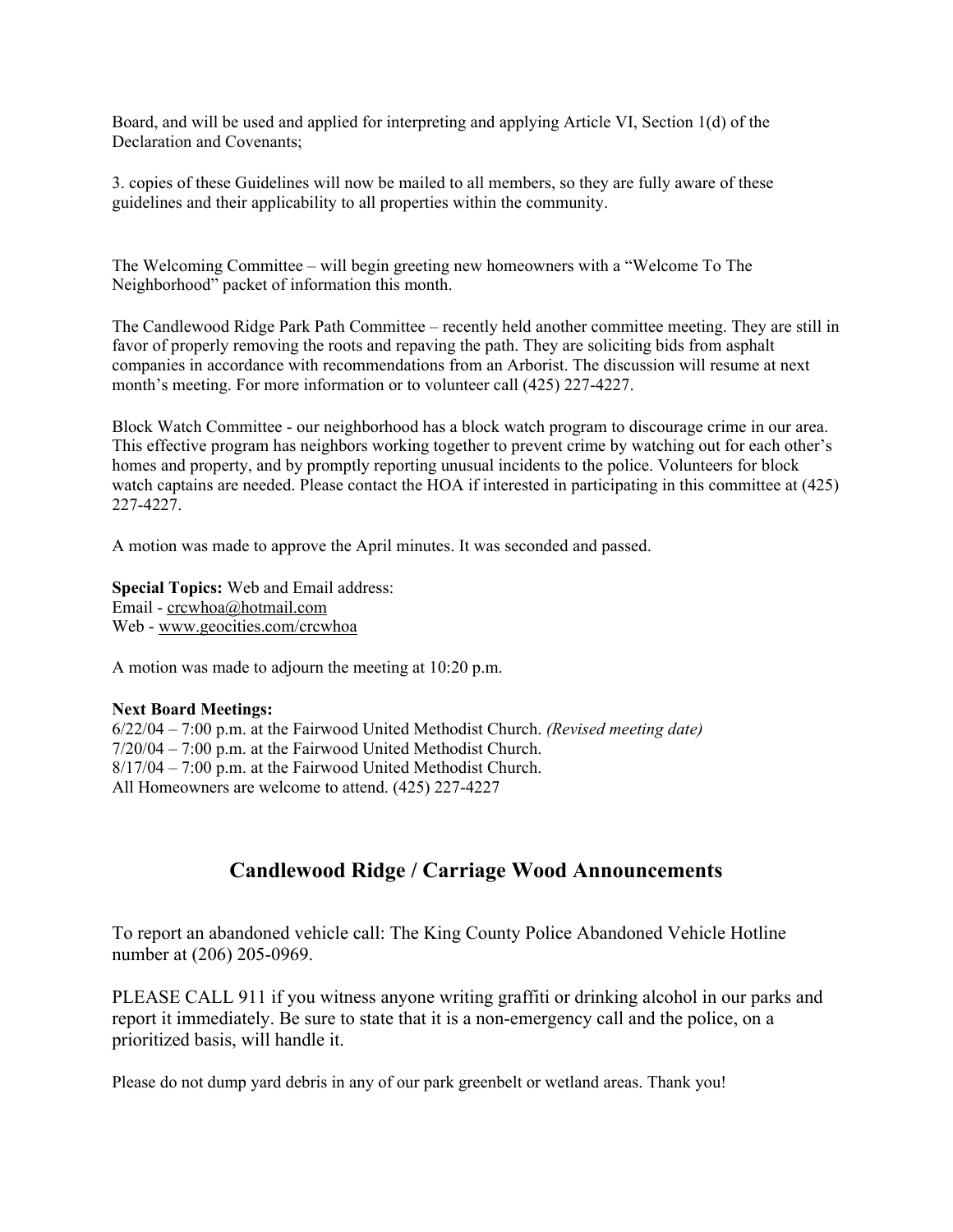Board, and will be used and applied for interpreting and applying Article VI, Section 1(d) of the Declaration and Covenants;

3. copies of these Guidelines will now be mailed to all members, so they are fully aware of these guidelines and their applicability to all properties within the community.

The Welcoming Committee – will begin greeting new homeowners with a "Welcome To The Neighborhood" packet of information this month.

The Candlewood Ridge Park Path Committee – recently held another committee meeting. They are still in favor of properly removing the roots and repaving the path. They are soliciting bids from asphalt companies in accordance with recommendations from an Arborist. The discussion will resume at next month's meeting. For more information or to volunteer call (425) 227-4227.

Block Watch Committee - our neighborhood has a block watch program to discourage crime in our area. This effective program has neighbors working together to prevent crime by watching out for each other's homes and property, and by promptly reporting unusual incidents to the police. Volunteers for block watch captains are needed. Please contact the HOA if interested in participating in this committee at (425) 227-4227.

A motion was made to approve the April minutes. It was seconded and passed.

**Special Topics:** Web and Email address:
Email - crcwhoa@hotmail.com
Web - www.geocities.com/crcwhoa

A motion was made to adjourn the meeting at 10:20 p.m.

**Next Board Meetings:**
6/22/04 – 7:00 p.m. at the Fairwood United Methodist Church. *(Revised meeting date)*
7/20/04 – 7:00 p.m. at the Fairwood United Methodist Church.
8/17/04 – 7:00 p.m. at the Fairwood United Methodist Church.
All Homeowners are welcome to attend. (425) 227-4227

## Candlewood Ridge / Carriage Wood Announcements

To report an abandoned vehicle call: The King County Police Abandoned Vehicle Hotline number at (206) 205-0969.

PLEASE CALL 911 if you witness anyone writing graffiti or drinking alcohol in our parks and report it immediately. Be sure to state that it is a non-emergency call and the police, on a prioritized basis, will handle it.

Please do not dump yard debris in any of our park greenbelt or wetland areas. Thank you!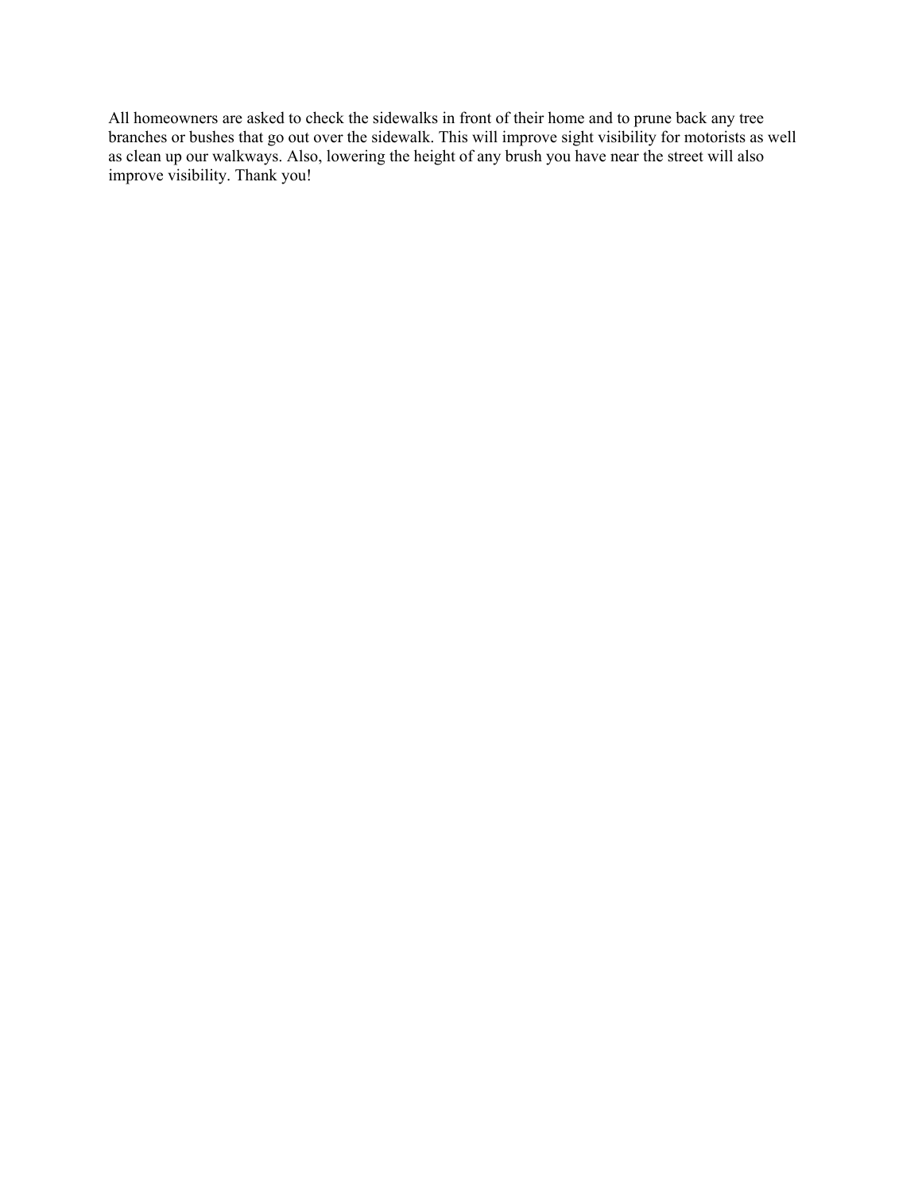All homeowners are asked to check the sidewalks in front of their home and to prune back any tree branches or bushes that go out over the sidewalk. This will improve sight visibility for motorists as well as clean up our walkways. Also, lowering the height of any brush you have near the street will also improve visibility. Thank you!